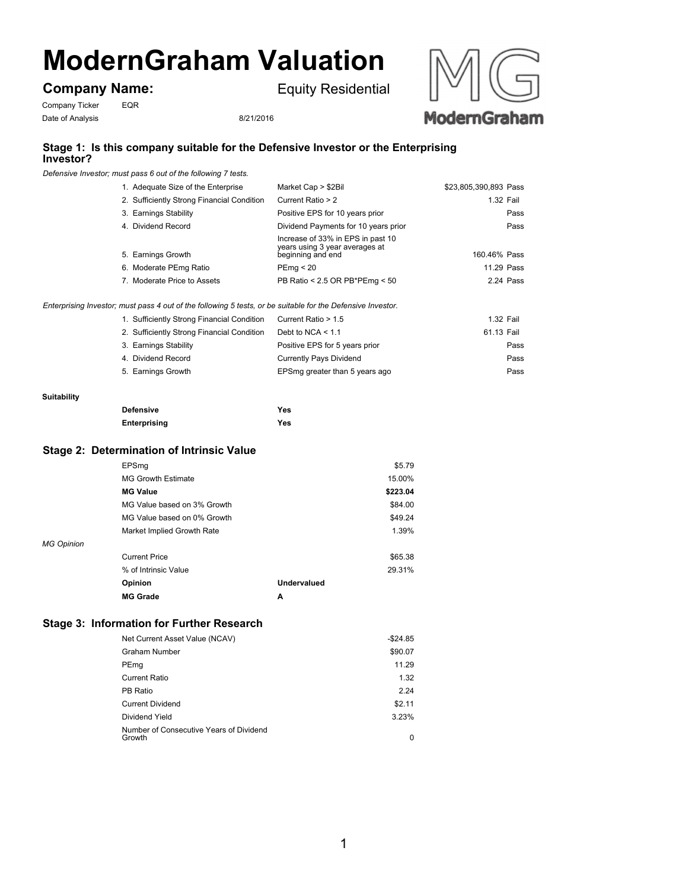# ModernGraham Valuation

## Company Name: Equity Residential

Company Ticker EQR

Date of Analysis 8/21/2016

### Stage 1: Is this company suitable for the Defensive Investor or the Enterprising Investor?

*Defensive Investor; must pass 6 out of the following 7 tests.*

| Test | Criterion | Value | Result |
|---|---|---|---|
| 1. Adequate Size of the Enterprise | Market Cap > $2Bil | $23,805,390,893 | Pass |
| 2. Sufficiently Strong Financial Condition | Current Ratio > 2 | 1.32 | Fail |
| 3. Earnings Stability | Positive EPS for 10 years prior | | Pass |
| 4. Dividend Record | Dividend Payments for 10 years prior | | Pass |
| 5. Earnings Growth | Increase of 33% in EPS in past 10 years using 3 year averages at beginning and end | 160.46% | Pass |
| 6. Moderate PEmg Ratio | PEmg < 20 | 11.29 | Pass |
| 7. Moderate Price to Assets | PB Ratio < 2.5 OR PB*PEmg < 50 | 2.24 | Pass |

*Enterprising Investor; must pass 4 out of the following 5 tests, or be suitable for the Defensive Investor.*

| Test | Criterion | Value | Result |
|---|---|---|---|
| 1. Sufficiently Strong Financial Condition | Current Ratio > 1.5 | 1.32 | Fail |
| 2. Sufficiently Strong Financial Condition | Debt to NCA < 1.1 | 61.13 | Fail |
| 3. Earnings Stability | Positive EPS for 5 years prior | | Pass |
| 4. Dividend Record | Currently Pays Dividend | | Pass |
| 5. Earnings Growth | EPSmg greater than 5 years ago | | Pass |

**Suitability**

| | |
|---|---|
| **Defensive** | **Yes** |
| **Enterprising** | **Yes** |

### Stage 2: Determination of Intrinsic Value

| | |
|---|---|
| EPSmg | $5.79 |
| MG Growth Estimate | 15.00% |
| **MG Value** | **$223.04** |
| MG Value based on 3% Growth | $84.00 |
| MG Value based on 0% Growth | $49.24 |
| Market Implied Growth Rate | 1.39% |

*MG Opinion*

| | | |
|---|---|---|
| Current Price | | $65.38 |
| % of Intrinsic Value | | 29.31% |
| **Opinion** | **Undervalued** | |
| **MG Grade** | **A** | |

### Stage 3: Information for Further Research

| | |
|---|---|
| Net Current Asset Value (NCAV) | -$24.85 |
| Graham Number | $90.07 |
| PEmg | 11.29 |
| Current Ratio | 1.32 |
| PB Ratio | 2.24 |
| Current Dividend | $2.11 |
| Dividend Yield | 3.23% |
| Number of Consecutive Years of Dividend Growth | 0 |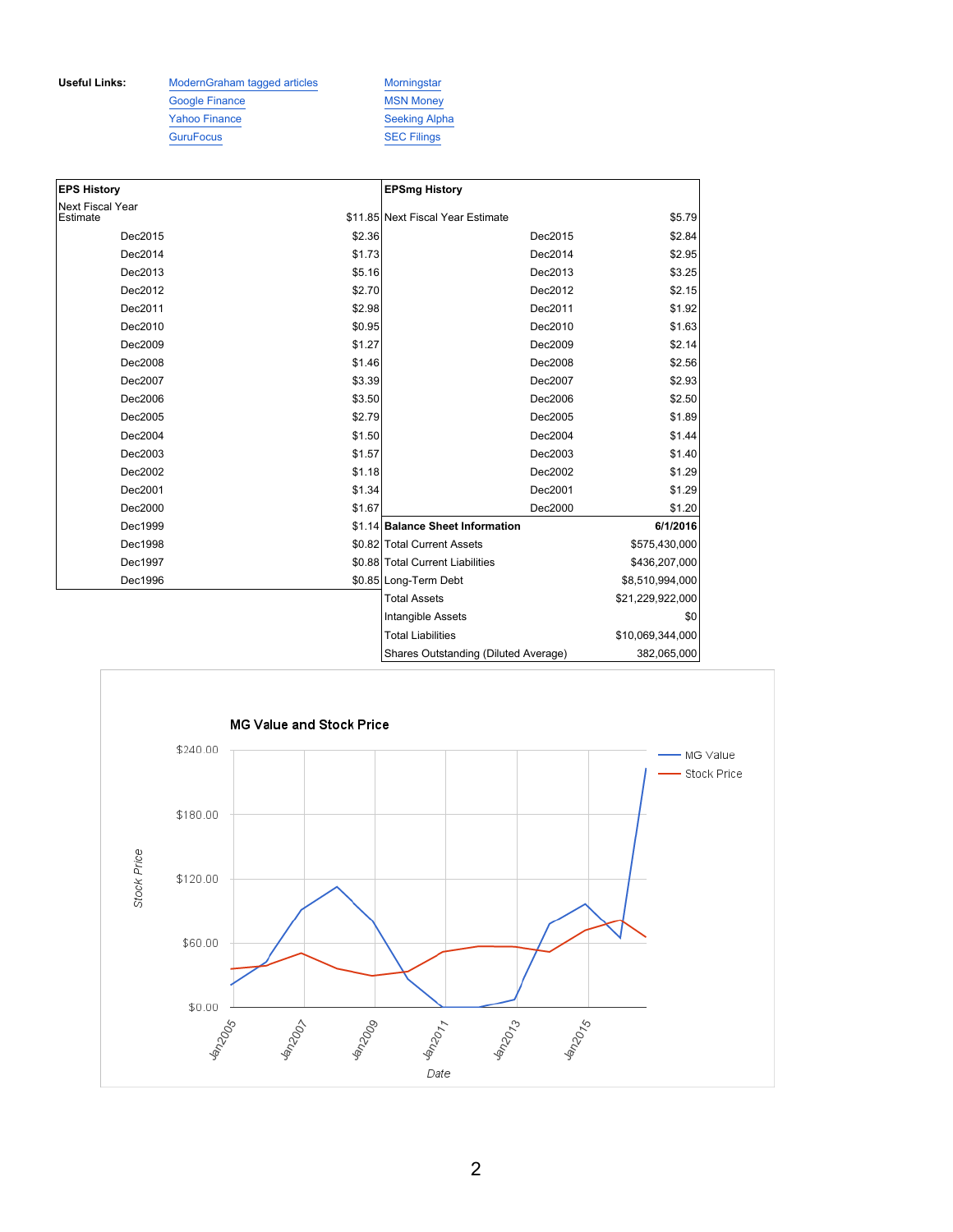**Useful Links:**

- [ModernGraham tagged articles]
- [Google Finance]
- [Yahoo Finance]
- [GuruFocus]
- [Morningstar]
- [MSN Money]
- [Seeking Alpha]
- [SEC Filings]

| **EPS History** | | **EPSmg History** | |
|---|---|---|---|
| Next Fiscal Year Estimate | $11.85 | Next Fiscal Year Estimate | $5.79 |
| Dec2015 | $2.36 | Dec2015 | $2.84 |
| Dec2014 | $1.73 | Dec2014 | $2.95 |
| Dec2013 | $5.16 | Dec2013 | $3.25 |
| Dec2012 | $2.70 | Dec2012 | $2.15 |
| Dec2011 | $2.98 | Dec2011 | $1.92 |
| Dec2010 | $0.95 | Dec2010 | $1.63 |
| Dec2009 | $1.27 | Dec2009 | $2.14 |
| Dec2008 | $1.46 | Dec2008 | $2.56 |
| Dec2007 | $3.39 | Dec2007 | $2.93 |
| Dec2006 | $3.50 | Dec2006 | $2.50 |
| Dec2005 | $2.79 | Dec2005 | $1.89 |
| Dec2004 | $1.50 | Dec2004 | $1.44 |
| Dec2003 | $1.57 | Dec2003 | $1.40 |
| Dec2002 | $1.18 | Dec2002 | $1.29 |
| Dec2001 | $1.34 | Dec2001 | $1.29 |
| Dec2000 | $1.67 | Dec2000 | $1.20 |
| Dec1999 | $1.14 | **Balance Sheet Information** | **6/1/2016** |
| Dec1998 | $0.82 | Total Current Assets | $575,430,000 |
| Dec1997 | $0.88 | Total Current Liabilities | $436,207,000 |
| Dec1996 | $0.85 | Long-Term Debt | $8,510,994,000 |
| | | Total Assets | $21,229,922,000 |
| | | Intangible Assets | $0 |
| | | Total Liabilities | $10,069,344,000 |
| | | Shares Outstanding (Diluted Average) | 382,065,000 |

**MG Value and Stock Price**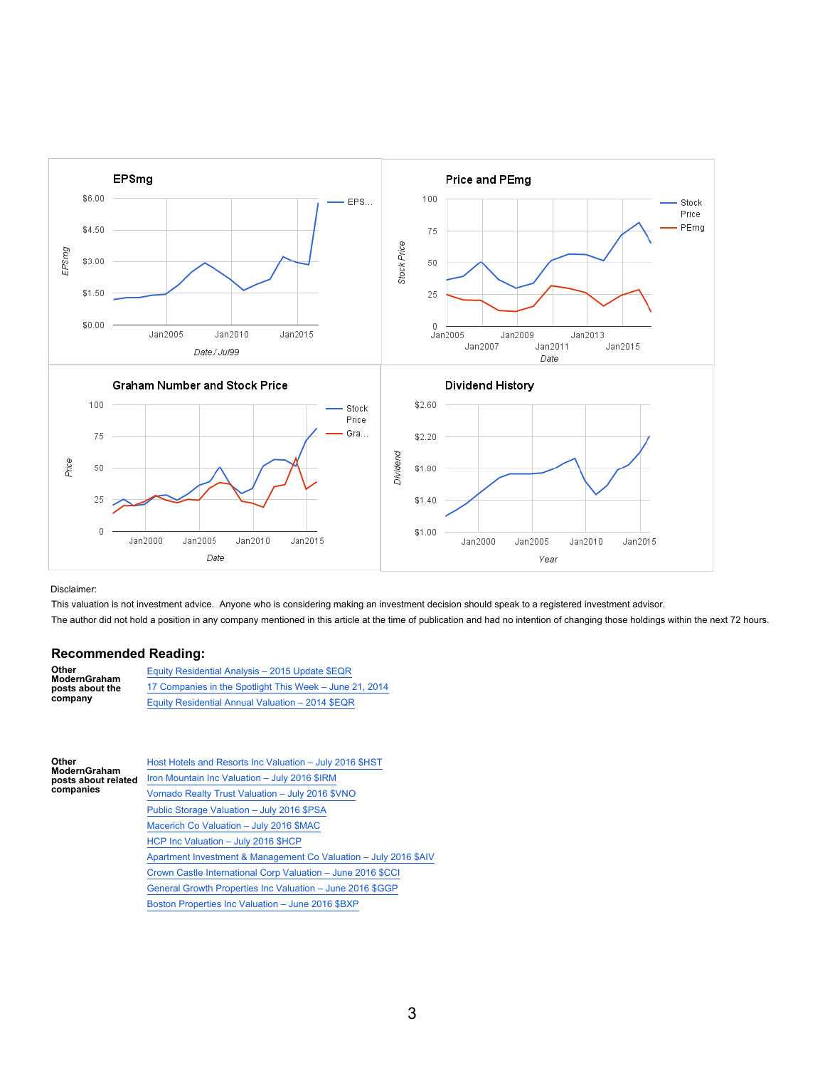EPSmg

$6.00
$4.50
$3.00
$1.50
$0.00

EPSmg

Jan2005 Jan2010 Jan2015

Date / Jul99

EPS...

Price and PEmg

100
75
50
25
0

Stock Price

Jan2005 Jan2009 Jan2013
Jan2007 Jan2011 Jan2015

Date

Stock Price
PEmg

Graham Number and Stock Price

100
75
50
25
0

Price

Jan2000 Jan2005 Jan2010 Jan2015

Date

Stock Price
Gra...

Dividend History

$2.60
$2.20
$1.80
$1.40
$1.00

Dividend

Jan2000 Jan2005 Jan2010 Jan2015

Year

Disclaimer:

This valuation is not investment advice. Anyone who is considering making an investment decision should speak to a registered investment advisor.

The author did not hold a position in any company mentioned in this article at the time of publication and had no intention of changing those holdings within the next 72 hours.

## Recommended Reading:

**Other ModernGraham posts about the company**

- Equity Residential Analysis – 2015 Update $EQR
- 17 Companies in the Spotlight This Week – June 21, 2014
- Equity Residential Annual Valuation – 2014 $EQR

**Other ModernGraham posts about related companies**

- Host Hotels and Resorts Inc Valuation – July 2016 $HST
- Iron Mountain Inc Valuation – July 2016 $IRM
- Vornado Realty Trust Valuation – July 2016 $VNO
- Public Storage Valuation – July 2016 $PSA
- Macerich Co Valuation – July 2016 $MAC
- HCP Inc Valuation – July 2016 $HCP
- Apartment Investment & Management Co Valuation – July 2016 $AIV
- Crown Castle International Corp Valuation – June 2016 $CCI
- General Growth Properties Inc Valuation – June 2016 $GGP
- Boston Properties Inc Valuation – June 2016 $BXP